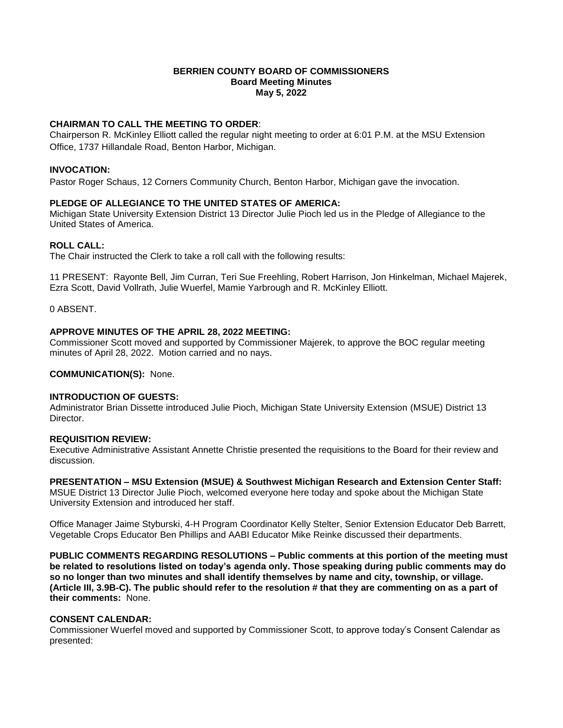# BERRIEN COUNTY BOARD OF COMMISSIONERS
## Board Meeting Minutes
## May 5, 2022

**CHAIRMAN TO CALL THE MEETING TO ORDER**:
Chairperson R. McKinley Elliott called the regular night meeting to order at 6:01 P.M. at the MSU Extension Office, 1737 Hillandale Road, Benton Harbor, Michigan.

**INVOCATION:**
Pastor Roger Schaus, 12 Corners Community Church, Benton Harbor, Michigan gave the invocation.

**PLEDGE OF ALLEGIANCE TO THE UNITED STATES OF AMERICA:**
Michigan State University Extension District 13 Director Julie Pioch led us in the Pledge of Allegiance to the United States of America.

**ROLL CALL:**
The Chair instructed the Clerk to take a roll call with the following results:

11 PRESENT: Rayonte Bell, Jim Curran, Teri Sue Freehling, Robert Harrison, Jon Hinkelman, Michael Majerek, Ezra Scott, David Vollrath, Julie Wuerfel, Mamie Yarbrough and R. McKinley Elliott.

0 ABSENT.

**APPROVE MINUTES OF THE APRIL 28, 2022 MEETING:**
Commissioner Scott moved and supported by Commissioner Majerek, to approve the BOC regular meeting minutes of April 28, 2022. Motion carried and no nays.

**COMMUNICATION(S):** None.

**INTRODUCTION OF GUESTS:**
Administrator Brian Dissette introduced Julie Pioch, Michigan State University Extension (MSUE) District 13 Director.

**REQUISITION REVIEW:**
Executive Administrative Assistant Annette Christie presented the requisitions to the Board for their review and discussion.

**PRESENTATION – MSU Extension (MSUE) & Southwest Michigan Research and Extension Center Staff:**
MSUE District 13 Director Julie Pioch, welcomed everyone here today and spoke about the Michigan State University Extension and introduced her staff.

Office Manager Jaime Styburski, 4-H Program Coordinator Kelly Stelter, Senior Extension Educator Deb Barrett, Vegetable Crops Educator Ben Phillips and AABI Educator Mike Reinke discussed their departments.

**PUBLIC COMMENTS REGARDING RESOLUTIONS – Public comments at this portion of the meeting must be related to resolutions listed on today's agenda only. Those speaking during public comments may do so no longer than two minutes and shall identify themselves by name and city, township, or village. (Article III, 3.9B-C). The public should refer to the resolution # that they are commenting on as a part of their comments:** None.

**CONSENT CALENDAR:**
Commissioner Wuerfel moved and supported by Commissioner Scott, to approve today's Consent Calendar as presented: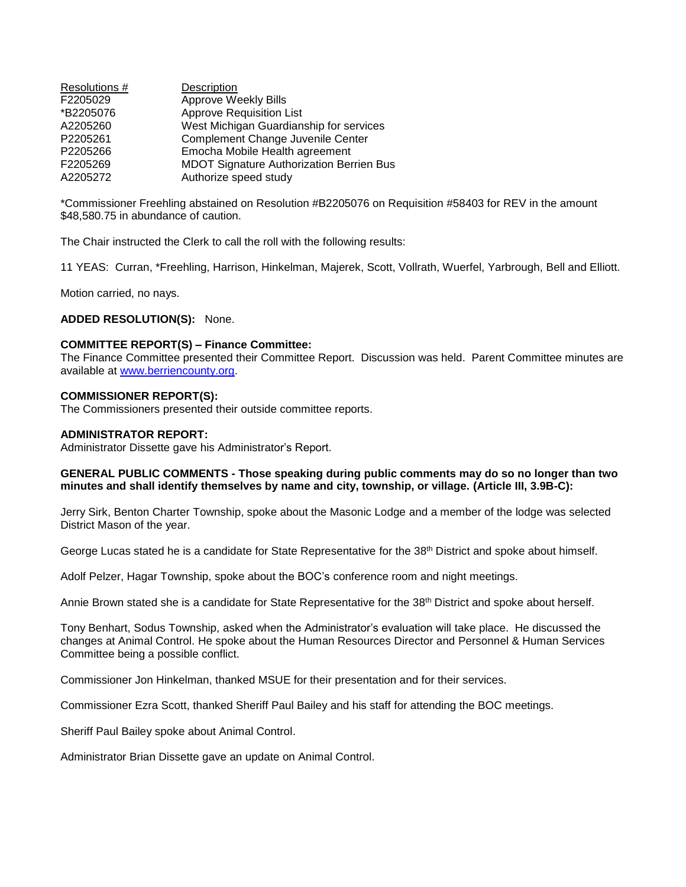| Resolutions # | Description |
|---|---|
| F2205029 | Approve Weekly Bills |
| *B2205076 | Approve Requisition List |
| A2205260 | West Michigan Guardianship for services |
| P2205261 | Complement Change Juvenile Center |
| P2205266 | Emocha Mobile Health agreement |
| F2205269 | MDOT Signature Authorization Berrien Bus |
| A2205272 | Authorize speed study |

*Commissioner Freehling abstained on Resolution #B2205076 on Requisition #58403 for REV in the amount $48,580.75 in abundance of caution.

The Chair instructed the Clerk to call the roll with the following results:

11 YEAS: Curran, *Freehling, Harrison, Hinkelman, Majerek, Scott, Vollrath, Wuerfel, Yarbrough, Bell and Elliott.

Motion carried, no nays.

**ADDED RESOLUTION(S):** None.

**COMMITTEE REPORT(S) – Finance Committee:**
The Finance Committee presented their Committee Report. Discussion was held. Parent Committee minutes are available at [www.berriencounty.org](www.berriencounty.org).

**COMMISSIONER REPORT(S):**
The Commissioners presented their outside committee reports.

**ADMINISTRATOR REPORT:**
Administrator Dissette gave his Administrator's Report.

**GENERAL PUBLIC COMMENTS - Those speaking during public comments may do so no longer than two minutes and shall identify themselves by name and city, township, or village. (Article III, 3.9B-C):**

Jerry Sirk, Benton Charter Township, spoke about the Masonic Lodge and a member of the lodge was selected District Mason of the year.

George Lucas stated he is a candidate for State Representative for the 38th District and spoke about himself.

Adolf Pelzer, Hagar Township, spoke about the BOC's conference room and night meetings.

Annie Brown stated she is a candidate for State Representative for the 38th District and spoke about herself.

Tony Benhart, Sodus Township, asked when the Administrator's evaluation will take place. He discussed the changes at Animal Control. He spoke about the Human Resources Director and Personnel & Human Services Committee being a possible conflict.

Commissioner Jon Hinkelman, thanked MSUE for their presentation and for their services.

Commissioner Ezra Scott, thanked Sheriff Paul Bailey and his staff for attending the BOC meetings.

Sheriff Paul Bailey spoke about Animal Control.

Administrator Brian Dissette gave an update on Animal Control.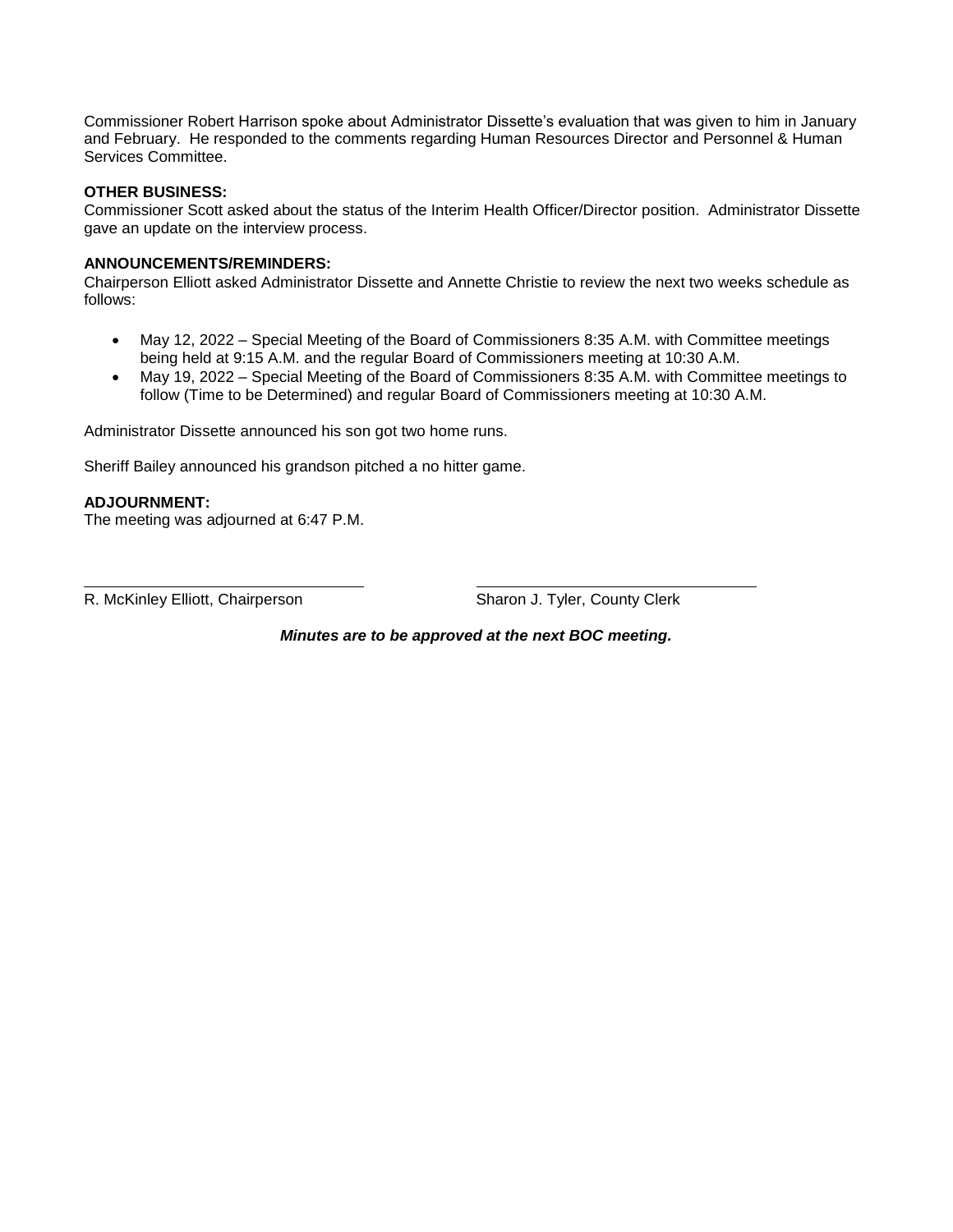Commissioner Robert Harrison spoke about Administrator Dissette's evaluation that was given to him in January and February. He responded to the comments regarding Human Resources Director and Personnel & Human Services Committee.

**OTHER BUSINESS:**
Commissioner Scott asked about the status of the Interim Health Officer/Director position. Administrator Dissette gave an update on the interview process.

**ANNOUNCEMENTS/REMINDERS:**
Chairperson Elliott asked Administrator Dissette and Annette Christie to review the next two weeks schedule as follows:

- May 12, 2022 – Special Meeting of the Board of Commissioners 8:35 A.M. with Committee meetings being held at 9:15 A.M. and the regular Board of Commissioners meeting at 10:30 A.M.
- May 19, 2022 – Special Meeting of the Board of Commissioners 8:35 A.M. with Committee meetings to follow (Time to be Determined) and regular Board of Commissioners meeting at 10:30 A.M.

Administrator Dissette announced his son got two home runs.

Sheriff Bailey announced his grandson pitched a no hitter game.

**ADJOURNMENT:**
The meeting was adjourned at 6:47 P.M.

R. McKinley Elliott, Chairperson

Sharon J. Tyler, County Clerk

***Minutes are to be approved at the next BOC meeting.***